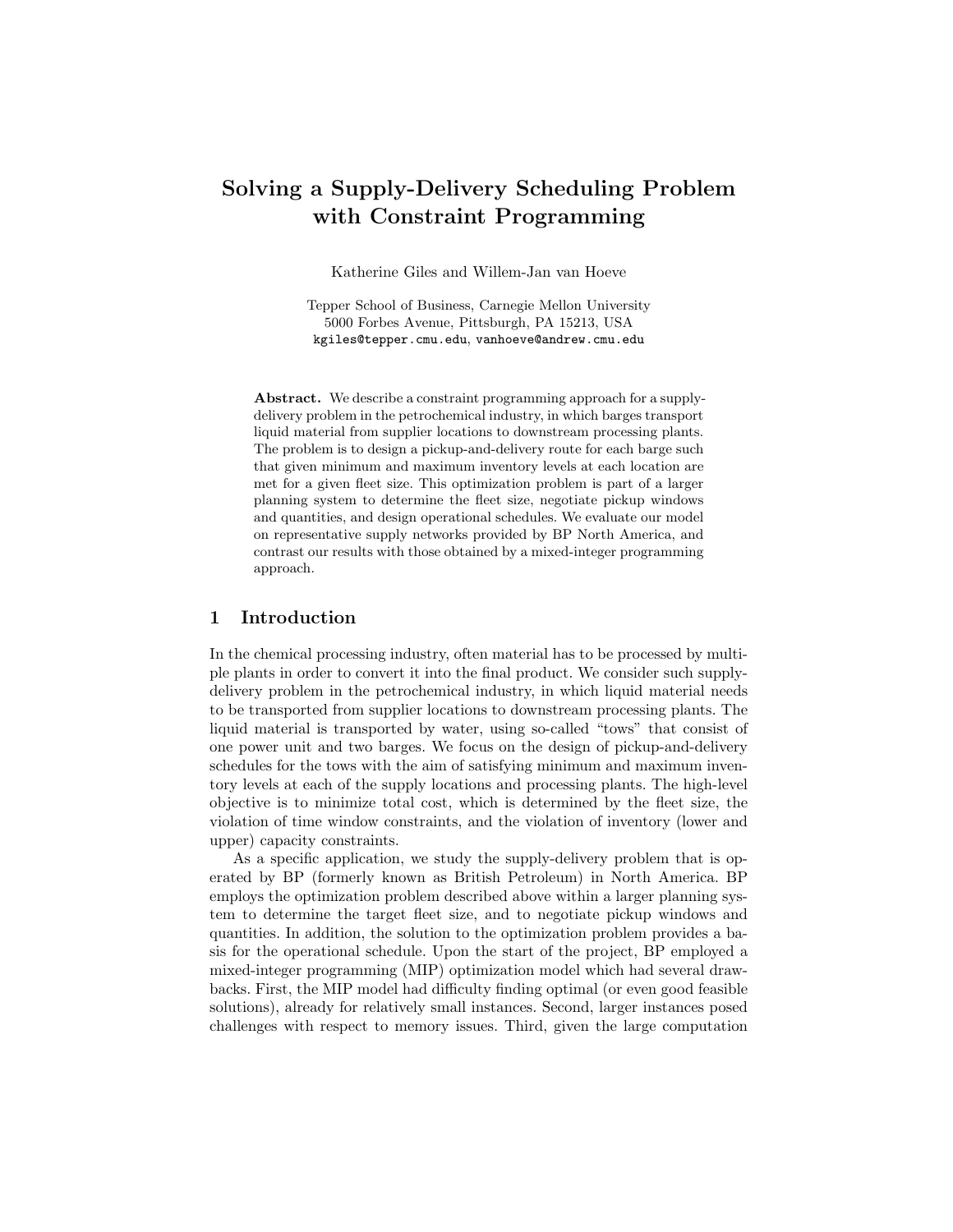# Solving a Supply-Delivery Scheduling Problem with Constraint Programming

Katherine Giles and Willem-Jan van Hoeve

Tepper School of Business, Carnegie Mellon University
5000 Forbes Avenue, Pittsburgh, PA 15213, USA
kgiles@tepper.cmu.edu, vanhoeve@andrew.cmu.edu

**Abstract.** We describe a constraint programming approach for a supply-delivery problem in the petrochemical industry, in which barges transport liquid material from supplier locations to downstream processing plants. The problem is to design a pickup-and-delivery route for each barge such that given minimum and maximum inventory levels at each location are met for a given fleet size. This optimization problem is part of a larger planning system to determine the fleet size, negotiate pickup windows and quantities, and design operational schedules. We evaluate our model on representative supply networks provided by BP North America, and contrast our results with those obtained by a mixed-integer programming approach.

## 1 Introduction

In the chemical processing industry, often material has to be processed by multiple plants in order to convert it into the final product. We consider such supply-delivery problem in the petrochemical industry, in which liquid material needs to be transported from supplier locations to downstream processing plants. The liquid material is transported by water, using so-called "tows" that consist of one power unit and two barges. We focus on the design of pickup-and-delivery schedules for the tows with the aim of satisfying minimum and maximum inventory levels at each of the supply locations and processing plants. The high-level objective is to minimize total cost, which is determined by the fleet size, the violation of time window constraints, and the violation of inventory (lower and upper) capacity constraints.

As a specific application, we study the supply-delivery problem that is operated by BP (formerly known as British Petroleum) in North America. BP employs the optimization problem described above within a larger planning system to determine the target fleet size, and to negotiate pickup windows and quantities. In addition, the solution to the optimization problem provides a basis for the operational schedule. Upon the start of the project, BP employed a mixed-integer programming (MIP) optimization model which had several drawbacks. First, the MIP model had difficulty finding optimal (or even good feasible solutions), already for relatively small instances. Second, larger instances posed challenges with respect to memory issues. Third, given the large computation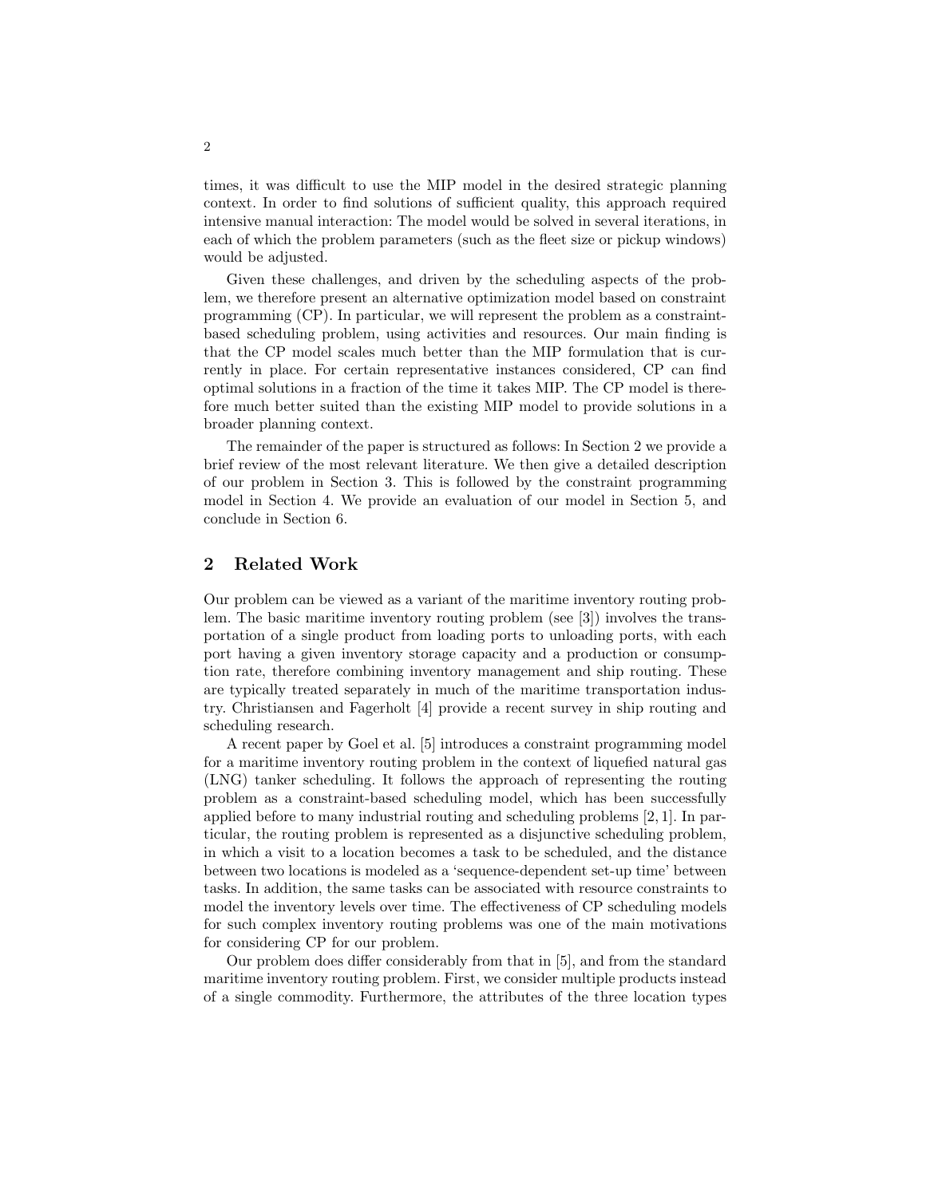times, it was difficult to use the MIP model in the desired strategic planning context. In order to find solutions of sufficient quality, this approach required intensive manual interaction: The model would be solved in several iterations, in each of which the problem parameters (such as the fleet size or pickup windows) would be adjusted.

Given these challenges, and driven by the scheduling aspects of the problem, we therefore present an alternative optimization model based on constraint programming (CP). In particular, we will represent the problem as a constraint-based scheduling problem, using activities and resources. Our main finding is that the CP model scales much better than the MIP formulation that is currently in place. For certain representative instances considered, CP can find optimal solutions in a fraction of the time it takes MIP. The CP model is therefore much better suited than the existing MIP model to provide solutions in a broader planning context.

The remainder of the paper is structured as follows: In Section 2 we provide a brief review of the most relevant literature. We then give a detailed description of our problem in Section 3. This is followed by the constraint programming model in Section 4. We provide an evaluation of our model in Section 5, and conclude in Section 6.

## 2 Related Work

Our problem can be viewed as a variant of the maritime inventory routing problem. The basic maritime inventory routing problem (see [3]) involves the transportation of a single product from loading ports to unloading ports, with each port having a given inventory storage capacity and a production or consumption rate, therefore combining inventory management and ship routing. These are typically treated separately in much of the maritime transportation industry. Christiansen and Fagerholt [4] provide a recent survey in ship routing and scheduling research.

A recent paper by Goel et al. [5] introduces a constraint programming model for a maritime inventory routing problem in the context of liquefied natural gas (LNG) tanker scheduling. It follows the approach of representing the routing problem as a constraint-based scheduling model, which has been successfully applied before to many industrial routing and scheduling problems [2, 1]. In particular, the routing problem is represented as a disjunctive scheduling problem, in which a visit to a location becomes a task to be scheduled, and the distance between two locations is modeled as a 'sequence-dependent set-up time' between tasks. In addition, the same tasks can be associated with resource constraints to model the inventory levels over time. The effectiveness of CP scheduling models for such complex inventory routing problems was one of the main motivations for considering CP for our problem.

Our problem does differ considerably from that in [5], and from the standard maritime inventory routing problem. First, we consider multiple products instead of a single commodity. Furthermore, the attributes of the three location types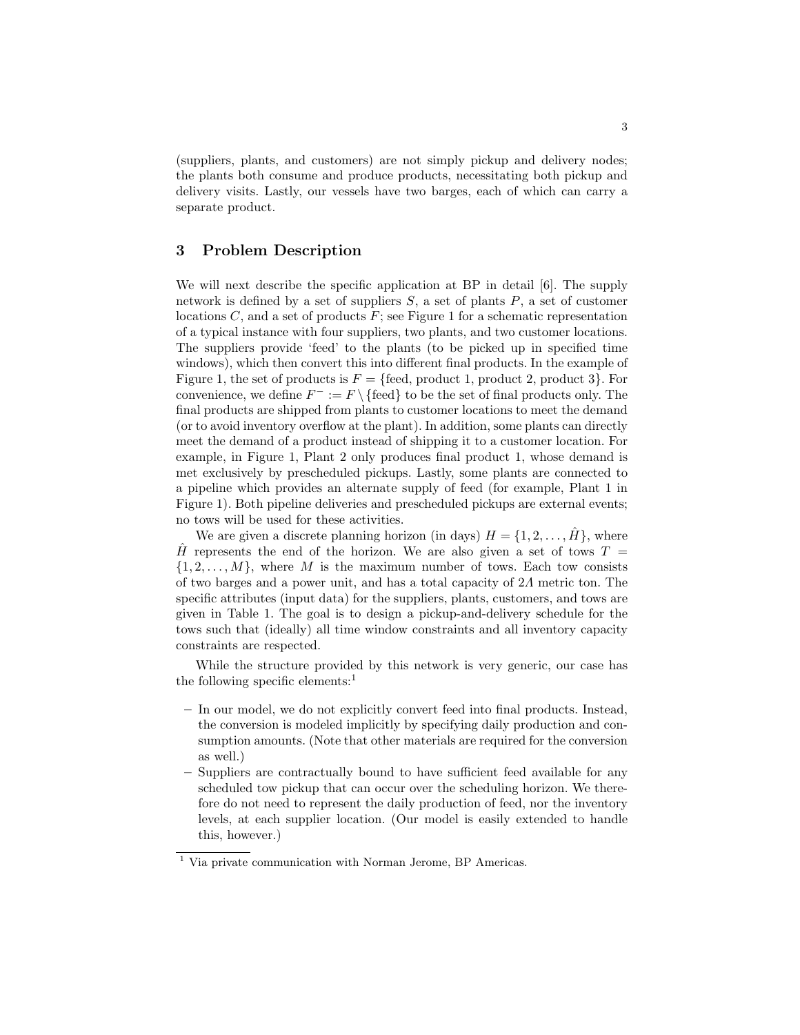(suppliers, plants, and customers) are not simply pickup and delivery nodes; the plants both consume and produce products, necessitating both pickup and delivery visits. Lastly, our vessels have two barges, each of which can carry a separate product.

## 3 Problem Description

We will next describe the specific application at BP in detail [6]. The supply network is defined by a set of suppliers $S$, a set of plants $P$, a set of customer locations $C$, and a set of products $F$; see Figure 1 for a schematic representation of a typical instance with four suppliers, two plants, and two customer locations. The suppliers provide 'feed' to the plants (to be picked up in specified time windows), which then convert this into different final products. In the example of Figure 1, the set of products is $F = \{\text{feed, product 1, product 2, product 3}\}$. For convenience, we define $F^- := F \setminus \{\text{feed}\}$ to be the set of final products only. The final products are shipped from plants to customer locations to meet the demand (or to avoid inventory overflow at the plant). In addition, some plants can directly meet the demand of a product instead of shipping it to a customer location. For example, in Figure 1, Plant 2 only produces final product 1, whose demand is met exclusively by prescheduled pickups. Lastly, some plants are connected to a pipeline which provides an alternate supply of feed (for example, Plant 1 in Figure 1). Both pipeline deliveries and prescheduled pickups are external events; no tows will be used for these activities.

We are given a discrete planning horizon (in days) $H = \{1, 2, \ldots, \hat{H}\}$, where $\hat{H}$ represents the end of the horizon. We are also given a set of tows $T = \{1, 2, \ldots, M\}$, where $M$ is the maximum number of tows. Each tow consists of two barges and a power unit, and has a total capacity of $2\Lambda$ metric ton. The specific attributes (input data) for the suppliers, plants, customers, and tows are given in Table 1. The goal is to design a pickup-and-delivery schedule for the tows such that (ideally) all time window constraints and all inventory capacity constraints are respected.

While the structure provided by this network is very generic, our case has the following specific elements:[1]

- In our model, we do not explicitly convert feed into final products. Instead, the conversion is modeled implicitly by specifying daily production and consumption amounts. (Note that other materials are required for the conversion as well.)
- Suppliers are contractually bound to have sufficient feed available for any scheduled tow pickup that can occur over the scheduling horizon. We therefore do not need to represent the daily production of feed, nor the inventory levels, at each supplier location. (Our model is easily extended to handle this, however.)

[1] Via private communication with Norman Jerome, BP Americas.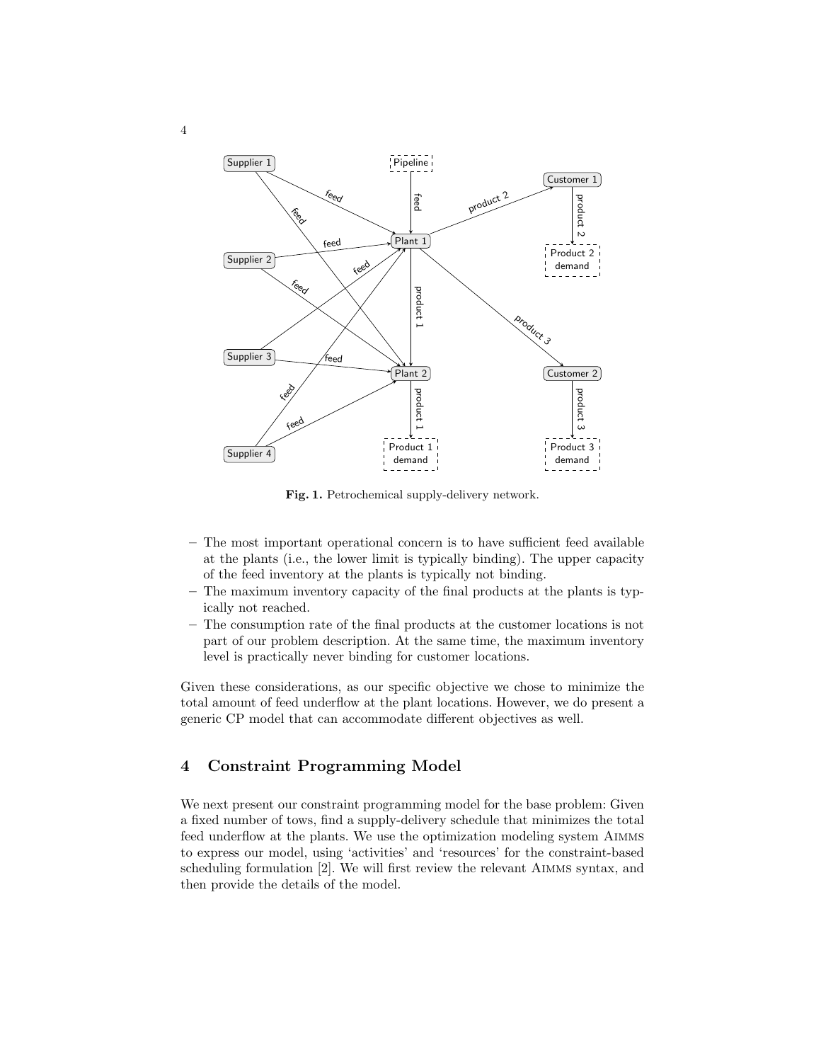**Fig. 1.** Petrochemical supply-delivery network.

- The most important operational concern is to have sufficient feed available at the plants (i.e., the lower limit is typically binding). The upper capacity of the feed inventory at the plants is typically not binding.
- The maximum inventory capacity of the final products at the plants is typically not reached.
- The consumption rate of the final products at the customer locations is not part of our problem description. At the same time, the maximum inventory level is practically never binding for customer locations.

Given these considerations, as our specific objective we chose to minimize the total amount of feed underflow at the plant locations. However, we do present a generic CP model that can accommodate different objectives as well.

## 4 Constraint Programming Model

We next present our constraint programming model for the base problem: Given a fixed number of tows, find a supply-delivery schedule that minimizes the total feed underflow at the plants. We use the optimization modeling system AIMMS to express our model, using 'activities' and 'resources' for the constraint-based scheduling formulation [2]. We will first review the relevant AIMMS syntax, and then provide the details of the model.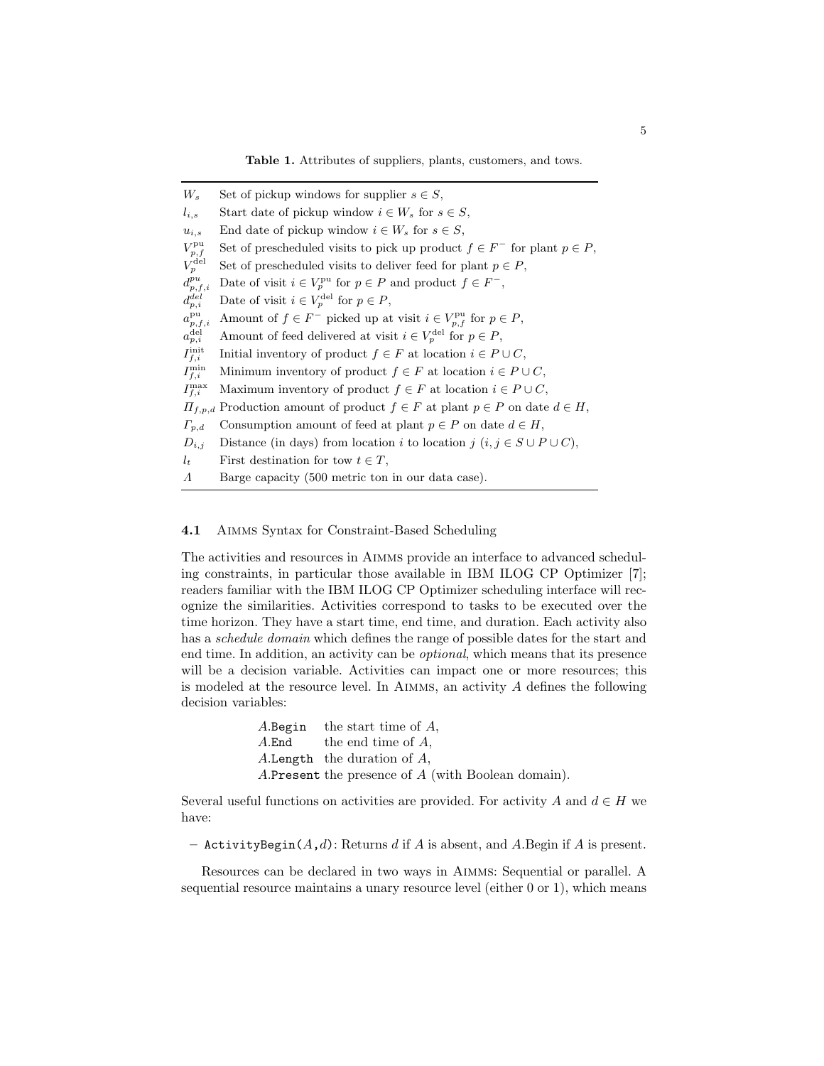**Table 1.** Attributes of suppliers, plants, customers, and tows.

| | |
|---|---|
| $W_s$ | Set of pickup windows for supplier $s \in S$, |
| $l_{i,s}$ | Start date of pickup window $i \in W_s$ for $s \in S$, |
| $u_{i,s}$ | End date of pickup window $i \in W_s$ for $s \in S$, |
| $V^{\text{pu}}_{p,f}$ | Set of prescheduled visits to pick up product $f \in F^-$ for plant $p \in P$, |
| $V^{\text{del}}_{p}$ | Set of prescheduled visits to deliver feed for plant $p \in P$, |
| $d^{pu}_{p,f,i}$ | Date of visit $i \in V^{\text{pu}}_p$ for $p \in P$ and product $f \in F^-$, |
| $d^{del}_{p,i}$ | Date of visit $i \in V^{\text{del}}_p$ for $p \in P$, |
| $a^{\text{pu}}_{p,f,i}$ | Amount of $f \in F^-$ picked up at visit $i \in V^{\text{pu}}_{p,f}$ for $p \in P$, |
| $a^{\text{del}}_{p,i}$ | Amount of feed delivered at visit $i \in V^{\text{del}}_p$ for $p \in P$, |
| $I^{\text{init}}_{f,i}$ | Initial inventory of product $f \in F$ at location $i \in P \cup C$, |
| $I^{\text{min}}_{f,i}$ | Minimum inventory of product $f \in F$ at location $i \in P \cup C$, |
| $I^{\text{max}}_{f,i}$ | Maximum inventory of product $f \in F$ at location $i \in P \cup C$, |
| $\Pi_{f,p,d}$ | Production amount of product $f \in F$ at plant $p \in P$ on date $d \in H$, |
| $\Gamma_{p,d}$ | Consumption amount of feed at plant $p \in P$ on date $d \in H$, |
| $D_{i,j}$ | Distance (in days) from location $i$ to location $j$ ($i, j \in S \cup P \cup C$), |
| $l_t$ | First destination for tow $t \in T$, |
| $\Lambda$ | Barge capacity (500 metric ton in our data case). |

### 4.1 AIMMS Syntax for Constraint-Based Scheduling

The activities and resources in AIMMS provide an interface to advanced scheduling constraints, in particular those available in IBM ILOG CP Optimizer [7]; readers familiar with the IBM ILOG CP Optimizer scheduling interface will recognize the similarities. Activities correspond to tasks to be executed over the time horizon. They have a start time, end time, and duration. Each activity also has a *schedule domain* which defines the range of possible dates for the start and end time. In addition, an activity can be *optional*, which means that its presence will be a decision variable. Activities can impact one or more resources; this is modeled at the resource level. In AIMMS, an activity $A$ defines the following decision variables:

| | |
|---|---|
| $A$.`Begin` | the start time of $A$, |
| $A$.`End` | the end time of $A$, |
| $A$.`Length` | the duration of $A$, |
| $A$.`Present` | the presence of $A$ (with Boolean domain). |

Several useful functions on activities are provided. For activity $A$ and $d \in H$ we have:

- `ActivityBegin(`$A$`,`$d$`)`: Returns $d$ if $A$ is absent, and $A$.Begin if $A$ is present.

Resources can be declared in two ways in AIMMS: Sequential or parallel. A sequential resource maintains a unary resource level (either 0 or 1), which means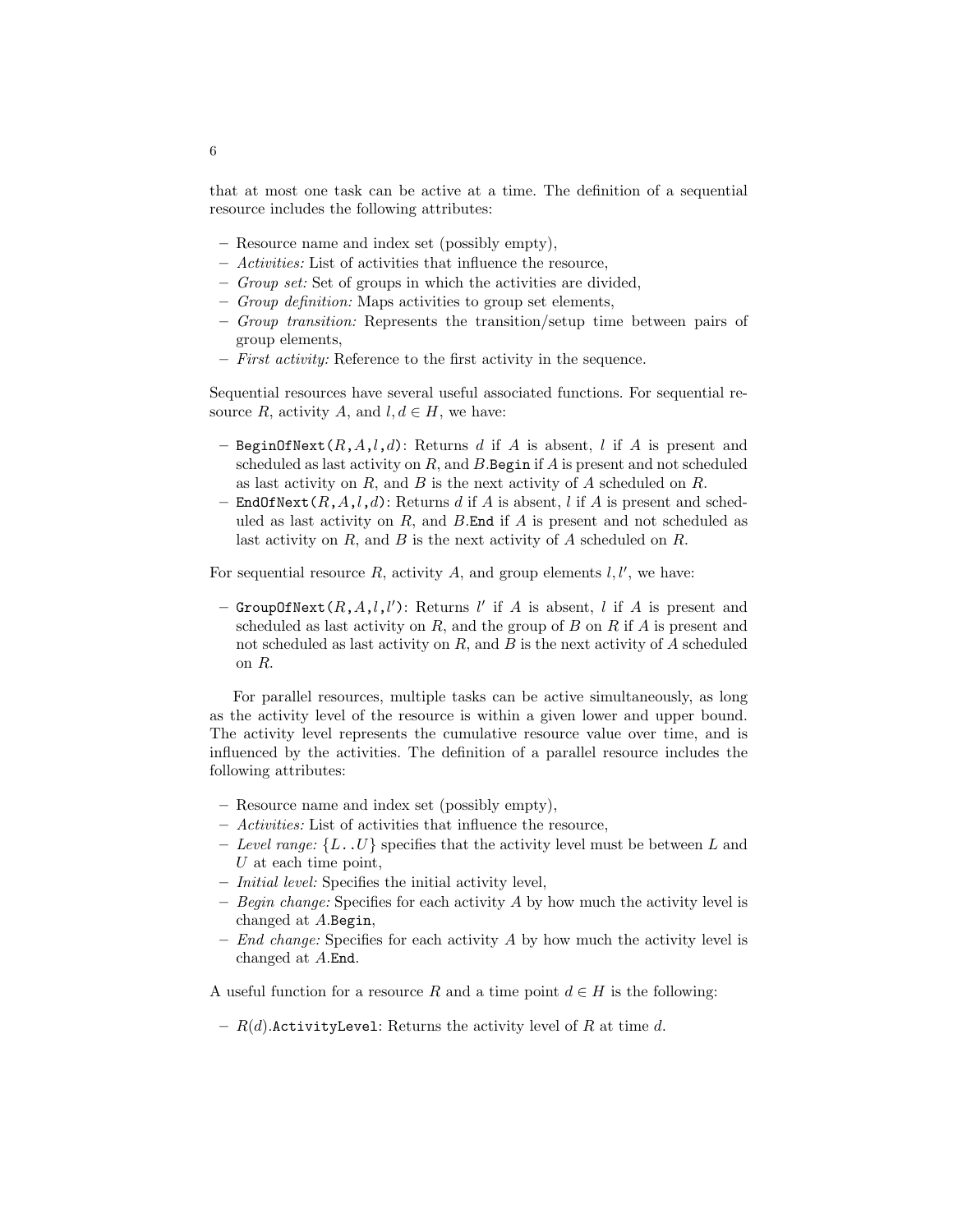that at most one task can be active at a time. The definition of a sequential resource includes the following attributes:

- Resource name and index set (possibly empty),
- *Activities:* List of activities that influence the resource,
- *Group set:* Set of groups in which the activities are divided,
- *Group definition:* Maps activities to group set elements,
- *Group transition:* Represents the transition/setup time between pairs of group elements,
- *First activity:* Reference to the first activity in the sequence.

Sequential resources have several useful associated functions. For sequential resource $R$, activity $A$, and $l, d \in H$, we have:

- `BeginOfNext(`$R$`,`$A$`,`$l$`,`$d$`)`: Returns $d$ if $A$ is absent, $l$ if $A$ is present and scheduled as last activity on $R$, and $B$.`Begin` if $A$ is present and not scheduled as last activity on $R$, and $B$ is the next activity of $A$ scheduled on $R$.
- `EndOfNext(`$R$`,`$A$`,`$l$`,`$d$`)`: Returns $d$ if $A$ is absent, $l$ if $A$ is present and scheduled as last activity on $R$, and $B$.`End` if $A$ is present and not scheduled as last activity on $R$, and $B$ is the next activity of $A$ scheduled on $R$.

For sequential resource $R$, activity $A$, and group elements $l, l'$, we have:

- `GroupOfNext(`$R$`,`$A$`,`$l$`,`$l'$`)`: Returns $l'$ if $A$ is absent, $l$ if $A$ is present and scheduled as last activity on $R$, and the group of $B$ on $R$ if $A$ is present and not scheduled as last activity on $R$, and $B$ is the next activity of $A$ scheduled on $R$.

For parallel resources, multiple tasks can be active simultaneously, as long as the activity level of the resource is within a given lower and upper bound. The activity level represents the cumulative resource value over time, and is influenced by the activities. The definition of a parallel resource includes the following attributes:

- Resource name and index set (possibly empty),
- *Activities:* List of activities that influence the resource,
- *Level range:* $\{L\,..\,U\}$ specifies that the activity level must be between $L$ and $U$ at each time point,
- *Initial level:* Specifies the initial activity level,
- *Begin change:* Specifies for each activity $A$ by how much the activity level is changed at $A$.`Begin`,
- *End change:* Specifies for each activity $A$ by how much the activity level is changed at $A$.`End`.

A useful function for a resource $R$ and a time point $d \in H$ is the following:

- $R(d)$.`ActivityLevel`: Returns the activity level of $R$ at time $d$.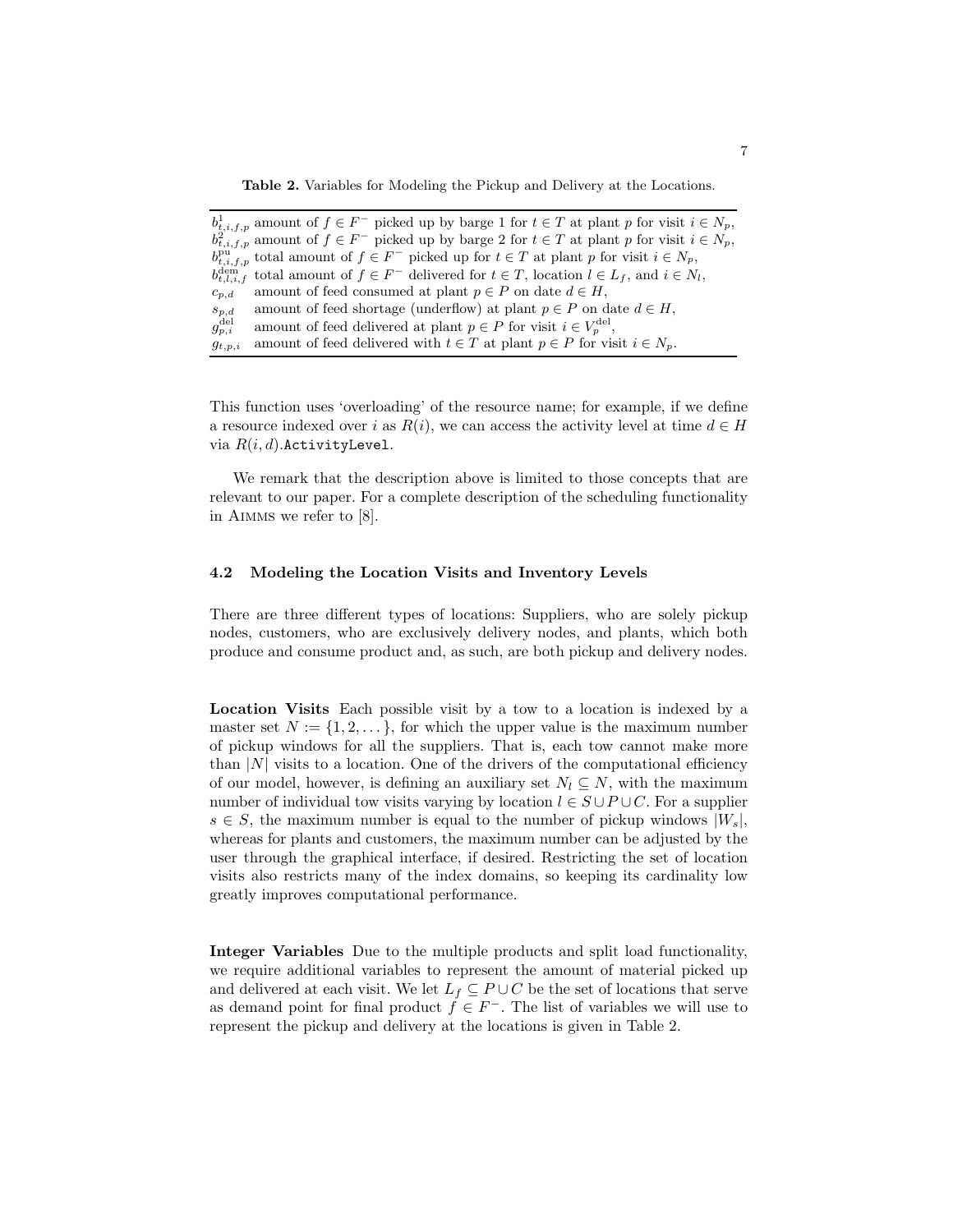**Table 2.** Variables for Modeling the Pickup and Delivery at the Locations.

| | |
|---|---|
| $b^1_{t,i,f,p}$ | amount of $f \in F^-$ picked up by barge 1 for $t \in T$ at plant $p$ for visit $i \in N_p$, |
| $b^2_{t,i,f,p}$ | amount of $f \in F^-$ picked up by barge 2 for $t \in T$ at plant $p$ for visit $i \in N_p$, |
| $b^{\text{pu}}_{t,i,f,p}$ | total amount of $f \in F^-$ picked up for $t \in T$ at plant $p$ for visit $i \in N_p$, |
| $b^{\text{dem}}_{t,l,i,f}$ | total amount of $f \in F^-$ delivered for $t \in T$, location $l \in L_f$, and $i \in N_l$, |
| $c_{p,d}$ | amount of feed consumed at plant $p \in P$ on date $d \in H$, |
| $s_{p,d}$ | amount of feed shortage (underflow) at plant $p \in P$ on date $d \in H$, |
| $g^{\text{del}}_{p,i}$ | amount of feed delivered at plant $p \in P$ for visit $i \in V^{\text{del}}_p$, |
| $g_{t,p,i}$ | amount of feed delivered with $t \in T$ at plant $p \in P$ for visit $i \in N_p$. |

This function uses 'overloading' of the resource name; for example, if we define a resource indexed over $i$ as $R(i)$, we can access the activity level at time $d \in H$ via $R(i, d)$.`ActivityLevel`.

We remark that the description above is limited to those concepts that are relevant to our paper. For a complete description of the scheduling functionality in Aimms we refer to [8].

### 4.2 Modeling the Location Visits and Inventory Levels

There are three different types of locations: Suppliers, who are solely pickup nodes, customers, who are exclusively delivery nodes, and plants, which both produce and consume product and, as such, are both pickup and delivery nodes.

**Location Visits** Each possible visit by a tow to a location is indexed by a master set $N := \{1, 2, \dots\}$, for which the upper value is the maximum number of pickup windows for all the suppliers. That is, each tow cannot make more than $|N|$ visits to a location. One of the drivers of the computational efficiency of our model, however, is defining an auxiliary set $N_l \subseteq N$, with the maximum number of individual tow visits varying by location $l \in S \cup P \cup C$. For a supplier $s \in S$, the maximum number is equal to the number of pickup windows $|W_s|$, whereas for plants and customers, the maximum number can be adjusted by the user through the graphical interface, if desired. Restricting the set of location visits also restricts many of the index domains, so keeping its cardinality low greatly improves computational performance.

**Integer Variables** Due to the multiple products and split load functionality, we require additional variables to represent the amount of material picked up and delivered at each visit. We let $L_f \subseteq P \cup C$ be the set of locations that serve as demand point for final product $f \in F^-$. The list of variables we will use to represent the pickup and delivery at the locations is given in Table 2.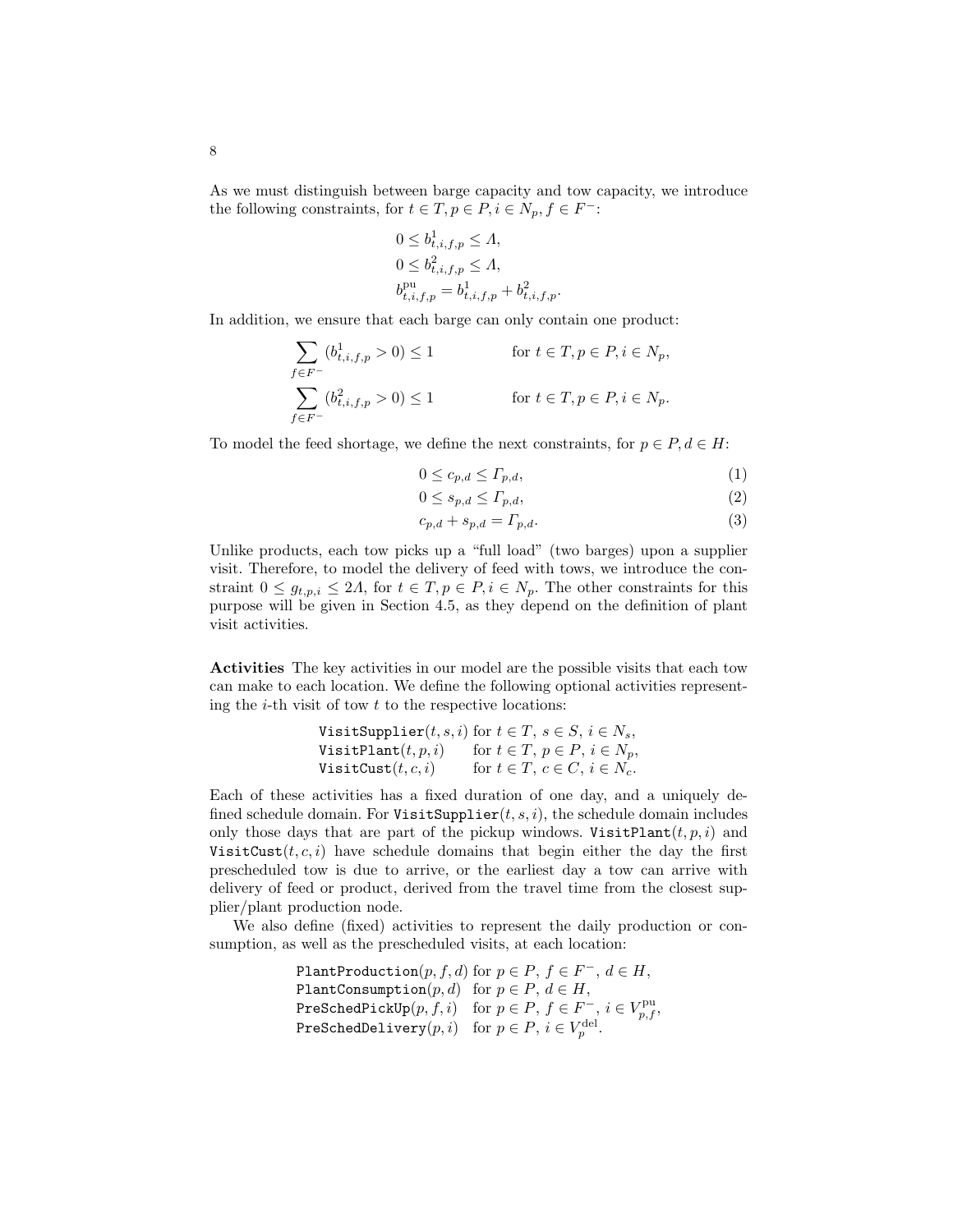As we must distinguish between barge capacity and tow capacity, we introduce the following constraints, for $t \in T, p \in P, i \in N_p, f \in F^-$:

$$
\begin{aligned}
&0 \leq b^1_{t,i,f,p} \leq \Lambda, \\
&0 \leq b^2_{t,i,f,p} \leq \Lambda, \\
&b^{\text{pu}}_{t,i,f,p} = b^1_{t,i,f,p} + b^2_{t,i,f,p}.
\end{aligned}
$$

In addition, we ensure that each barge can only contain one product:

$$
\sum_{f \in F^-} (b^1_{t,i,f,p} > 0) \leq 1 \qquad \text{for } t \in T, p \in P, i \in N_p,
$$

$$
\sum_{f \in F^-} (b^2_{t,i,f,p} > 0) \leq 1 \qquad \text{for } t \in T, p \in P, i \in N_p.
$$

To model the feed shortage, we define the next constraints, for $p \in P, d \in H$:

$$
0 \leq c_{p,d} \leq \Gamma_{p,d}, \tag{1}
$$

$$
0 \leq s_{p,d} \leq \Gamma_{p,d}, \tag{2}
$$

$$
c_{p,d} + s_{p,d} = \Gamma_{p,d}. \tag{3}
$$

Unlike products, each tow picks up a "full load" (two barges) upon a supplier visit. Therefore, to model the delivery of feed with tows, we introduce the constraint $0 \leq g_{t,p,i} \leq 2\Lambda$, for $t \in T, p \in P, i \in N_p$. The other constraints for this purpose will be given in Section 4.5, as they depend on the definition of plant visit activities.

**Activities** The key activities in our model are the possible visits that each tow can make to each location. We define the following optional activities representing the $i$-th visit of tow $t$ to the respective locations:

`VisitSupplier`$(t, s, i)$ for $t \in T,\ s \in S,\ i \in N_s$,
`VisitPlant`$(t, p, i)$ for $t \in T,\ p \in P,\ i \in N_p$,
`VisitCust`$(t, c, i)$ for $t \in T,\ c \in C,\ i \in N_c$.

Each of these activities has a fixed duration of one day, and a uniquely defined schedule domain. For `VisitSupplier`$(t, s, i)$, the schedule domain includes only those days that are part of the pickup windows. `VisitPlant`$(t, p, i)$ and `VisitCust`$(t, c, i)$ have schedule domains that begin either the day the first prescheduled tow is due to arrive, or the earliest day a tow can arrive with delivery of feed or product, derived from the travel time from the closest supplier/plant production node.

We also define (fixed) activities to represent the daily production or consumption, as well as the prescheduled visits, at each location:

`PlantProduction`$(p, f, d)$ for $p \in P,\ f \in F^-,\ d \in H$,
`PlantConsumption`$(p, d)$ for $p \in P,\ d \in H$,
`PreSchedPickUp`$(p, f, i)$ for $p \in P,\ f \in F^-,\ i \in V^{\text{pu}}_{p,f}$,
`PreSchedDelivery`$(p, i)$ for $p \in P,\ i \in V^{\text{del}}_p$.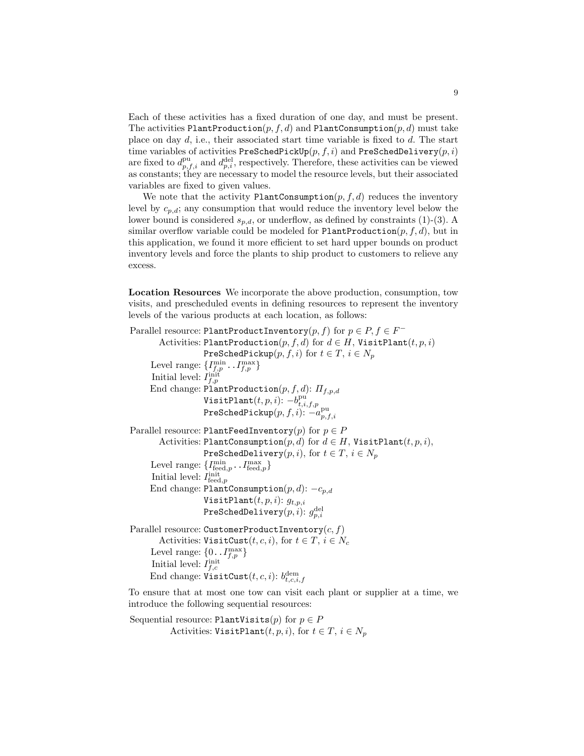Each of these activities has a fixed duration of one day, and must be present. The activities `PlantProduction`$(p, f, d)$ and `PlantConsumption`$(p, d)$ must take place on day $d$, i.e., their associated start time variable is fixed to $d$. The start time variables of activities `PreSchedPickUp`$(p, f, i)$ and `PreSchedDelivery`$(p, i)$ are fixed to $d^{\mathrm{pu}}_{p,f,i}$ and $d^{\mathrm{del}}_{p,i}$, respectively. Therefore, these activities can be viewed as constants; they are necessary to model the resource levels, but their associated variables are fixed to given values.

We note that the activity `PlantConsumption`$(p, f, d)$ reduces the inventory level by $c_{p,d}$; any consumption that would reduce the inventory level below the lower bound is considered $s_{p,d}$, or underflow, as defined by constraints (1)-(3). A similar overflow variable could be modeled for `PlantProduction`$(p, f, d)$, but in this application, we found it more efficient to set hard upper bounds on product inventory levels and force the plants to ship product to customers to relieve any excess.

**Location Resources** We incorporate the above production, consumption, tow visits, and prescheduled events in defining resources to represent the inventory levels of the various products at each location, as follows:

Parallel resource: `PlantProductInventory`$(p, f)$ for $p \in P, f \in F^{-}$
- Activities: `PlantProduction`$(p, f, d)$ for $d \in H$, `VisitPlant`$(t, p, i)$, `PreSchedPickup`$(p, f, i)$ for $t \in T$, $i \in N_p$
- Level range: $\{I^{\min}_{f,p} \,..\, I^{\max}_{f,p}\}$
- Initial level: $I^{\mathrm{init}}_{f,p}$
- End change: `PlantProduction`$(p, f, d)$: $\Pi_{f,p,d}$; `VisitPlant`$(t, p, i)$: $-b^{\mathrm{pu}}_{t,i,f,p}$; `PreSchedPickup`$(p, f, i)$: $-a^{\mathrm{pu}}_{p,f,i}$

Parallel resource: `PlantFeedInventory`$(p)$ for $p \in P$
- Activities: `PlantConsumption`$(p, d)$ for $d \in H$, `VisitPlant`$(t, p, i)$, `PreSchedDelivery`$(p, i)$, for $t \in T$, $i \in N_p$
- Level range: $\{I^{\min}_{\mathrm{feed},p} \,..\, I^{\max}_{\mathrm{feed},p}\}$
- Initial level: $I^{\mathrm{init}}_{\mathrm{feed},p}$
- End change: `PlantConsumption`$(p, d)$: $-c_{p,d}$; `VisitPlant`$(t, p, i)$: $g_{t,p,i}$; `PreSchedDelivery`$(p, i)$: $g^{\mathrm{del}}_{p,i}$

Parallel resource: `CustomerProductInventory`$(c, f)$
- Activities: `VisitCust`$(t, c, i)$, for $t \in T$, $i \in N_c$
- Level range: $\{0 \,..\, I^{\max}_{f,p}\}$
- Initial level: $I^{\mathrm{init}}_{f,c}$
- End change: `VisitCust`$(t, c, i)$: $b^{\mathrm{dem}}_{t,c,i,f}$

To ensure that at most one tow can visit each plant or supplier at a time, we introduce the following sequential resources:

Sequential resource: `PlantVisits`$(p)$ for $p \in P$
- Activities: `VisitPlant`$(t, p, i)$, for $t \in T$, $i \in N_p$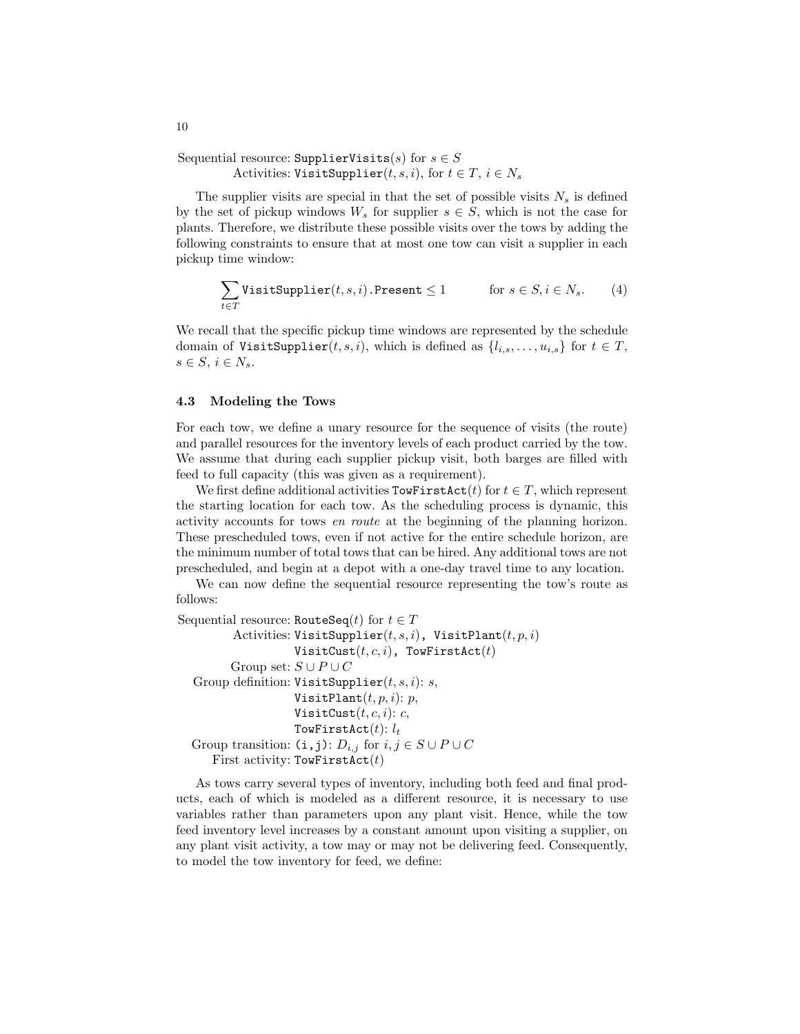Sequential resource: `SupplierVisits`$(s)$ for $s \in S$
Activities: `VisitSupplier`$(t, s, i)$, for $t \in T$, $i \in N_s$

The supplier visits are special in that the set of possible visits $N_s$ is defined by the set of pickup windows $W_s$ for supplier $s \in S$, which is not the case for plants. Therefore, we distribute these possible visits over the tows by adding the following constraints to ensure that at most one tow can visit a supplier in each pickup time window:

$$\sum_{t \in T} \texttt{VisitSupplier}(t, s, i).\texttt{Present} \leq 1 \qquad \text{for } s \in S, i \in N_s. \tag{4}$$

We recall that the specific pickup time windows are represented by the schedule domain of `VisitSupplier`$(t, s, i)$, which is defined as $\{l_{i,s}, \ldots, u_{i,s}\}$ for $t \in T$, $s \in S$, $i \in N_s$.

### 4.3 Modeling the Tows

For each tow, we define a unary resource for the sequence of visits (the route) and parallel resources for the inventory levels of each product carried by the tow. We assume that during each supplier pickup visit, both barges are filled with feed to full capacity (this was given as a requirement).

We first define additional activities `TowFirstAct`$(t)$ for $t \in T$, which represent the starting location for each tow. As the scheduling process is dynamic, this activity accounts for tows *en route* at the beginning of the planning horizon. These prescheduled tows, even if not active for the entire schedule horizon, are the minimum number of total tows that can be hired. Any additional tows are not prescheduled, and begin at a depot with a one-day travel time to any location.

We can now define the sequential resource representing the tow's route as follows:

Sequential resource: `RouteSeq`$(t)$ for $t \in T$
Activities: `VisitSupplier`$(t, s, i)$, `VisitPlant`$(t, p, i)$
`VisitCust`$(c, c, i)$, `TowFirstAct`$(t)$
Group set: $S \cup P \cup C$
Group definition: `VisitSupplier`$(t, s, i)$: $s$,
`VisitPlant`$(t, p, i)$: $p$,
`VisitCust`$(t, c, i)$: $c$,
`TowFirstAct`$(t)$: $l_t$
Group transition: `(i,j)`: $D_{i,j}$ for $i, j \in S \cup P \cup C$
First activity: `TowFirstAct`$(t)$

As tows carry several types of inventory, including both feed and final products, each of which is modeled as a different resource, it is necessary to use variables rather than parameters upon any plant visit. Hence, while the tow feed inventory level increases by a constant amount upon visiting a supplier, on any plant visit activity, a tow may or may not be delivering feed. Consequently, to model the tow inventory for feed, we define: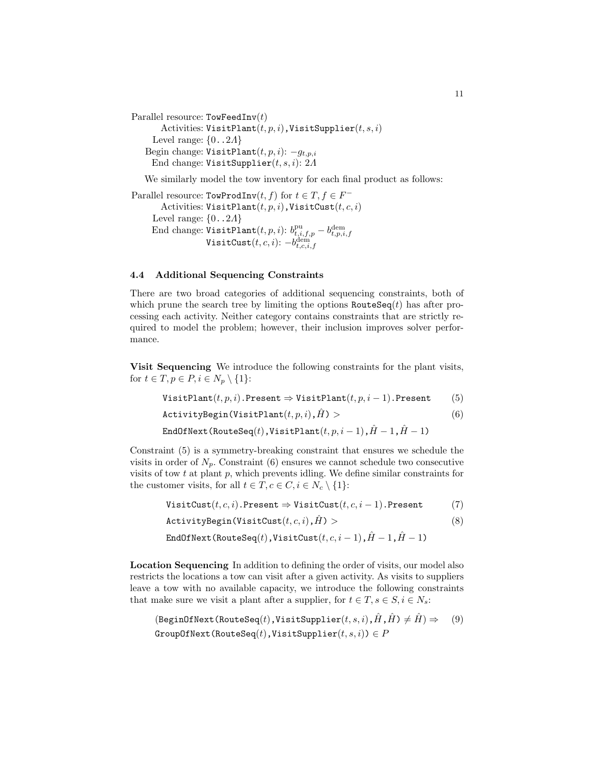Parallel resource: $\texttt{TowFeedInv}(t)$
Activities: $\texttt{VisitPlant}(t,p,i)$, $\texttt{VisitSupplier}(t,s,i)$
Level range: $\{0\,..\,2\Lambda\}$
Begin change: $\texttt{VisitPlant}(t,p,i)$: $-g_{t,p,i}$
End change: $\texttt{VisitSupplier}(t,s,i)$: $2\Lambda$

We similarly model the tow inventory for each final product as follows:

Parallel resource: $\texttt{TowProdInv}(t,f)$ for $t \in T, f \in F^-$
Activities: $\texttt{VisitPlant}(t,p,i)$, $\texttt{VisitCust}(t,c,i)$
Level range: $\{0\,..\,2\Lambda\}$
End change: $\texttt{VisitPlant}(t,p,i)$: $b^{\text{pu}}_{t,i,f,p} - b^{\text{dem}}_{t,p,i,f}$
$\texttt{VisitCust}(t,c,i)$: $-b^{\text{dem}}_{t,c,i,f}$

### 4.4 Additional Sequencing Constraints

There are two broad categories of additional sequencing constraints, both of which prune the search tree by limiting the options $\texttt{RouteSeq}(t)$ has after processing each activity. Neither category contains constraints that are strictly required to model the problem; however, their inclusion improves solver performance.

**Visit Sequencing** We introduce the following constraints for the plant visits, for $t \in T, p \in P, i \in N_p \setminus \{1\}$:

$$\texttt{VisitPlant}(t,p,i)\texttt{.Present} \Rightarrow \texttt{VisitPlant}(t,p,i-1)\texttt{.Present} \tag{5}$$

$$\texttt{ActivityBegin(VisitPlant}(t,p,i)\texttt{,}\hat{H}\texttt{)} > \tag{6}$$
$$\texttt{EndOfNext(RouteSeq}(t)\texttt{,VisitPlant}(t,p,i-1)\texttt{,}\hat{H}-1\texttt{,}\hat{H}-1\texttt{)}$$

Constraint (5) is a symmetry-breaking constraint that ensures we schedule the visits in order of $N_p$. Constraint (6) ensures we cannot schedule two consecutive visits of tow $t$ at plant $p$, which prevents idling. We define similar constraints for the customer visits, for all $t \in T, c \in C, i \in N_c \setminus \{1\}$:

$$\texttt{VisitCust}(t,c,i)\texttt{.Present} \Rightarrow \texttt{VisitCust}(t,c,i-1)\texttt{.Present} \tag{7}$$

$$\texttt{ActivityBegin(VisitCust}(t,c,i)\texttt{,}\hat{H}\texttt{)} > \tag{8}$$
$$\texttt{EndOfNext(RouteSeq}(t)\texttt{,VisitCust}(t,c,i-1)\texttt{,}\hat{H}-1\texttt{,}\hat{H}-1\texttt{)}$$

**Location Sequencing** In addition to defining the order of visits, our model also restricts the locations a tow can visit after a given activity. As visits to suppliers leave a tow with no available capacity, we introduce the following constraints that make sure we visit a plant after a supplier, for $t \in T, s \in S, i \in N_s$:

$$\texttt{(BeginOfNext(RouteSeq}(t)\texttt{,VisitSupplier}(t,s,i)\texttt{,}\hat{H}\texttt{,}\hat{H}\texttt{)} \neq \hat{H}\texttt{)} \Rightarrow \tag{9}$$
$$\texttt{GroupOfNext(RouteSeq}(t)\texttt{,VisitSupplier}(t,s,i)\texttt{)} \in P$$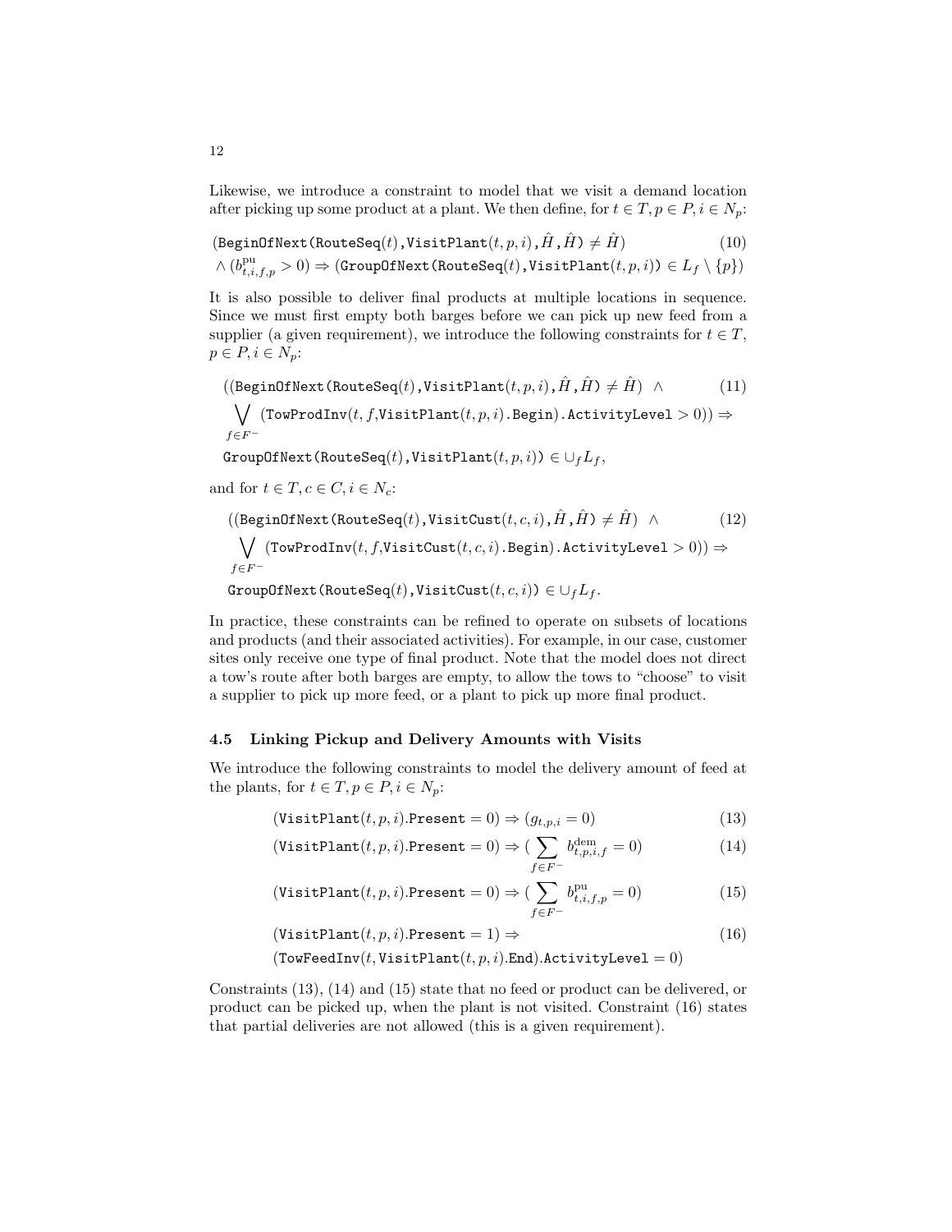Likewise, we introduce a constraint to model that we visit a demand location after picking up some product at a plant. We then define, for $t \in T, p \in P, i \in N_p$:

$$
\begin{aligned}
&(\texttt{BeginOfNext(RouteSeq}(t)\texttt{,VisitPlant}(t,p,i)\texttt{,}\hat{H}\texttt{,}\hat{H}\texttt{)} \neq \hat{H}) \\
&\wedge (b^{\text{pu}}_{t,i,f,p} > 0) \Rightarrow (\texttt{GroupOfNext(RouteSeq}(t)\texttt{,VisitPlant}(t,p,i)\texttt{)} \in L_f \setminus \{p\})
\end{aligned}
\tag{10}
$$

It is also possible to deliver final products at multiple locations in sequence. Since we must first empty both barges before we can pick up new feed from a supplier (a given requirement), we introduce the following constraints for $t \in T$, $p \in P, i \in N_p$:

$$
\begin{aligned}
&((\texttt{BeginOfNext(RouteSeq}(t)\texttt{,VisitPlant}(t,p,i)\texttt{,}\hat{H}\texttt{,}\hat{H}\texttt{)} \neq \hat{H}) \;\; \wedge \\
&\bigvee_{f \in F^-} (\texttt{TowProdInv}(t,f,\texttt{VisitPlant}(t,p,i)\texttt{.Begin}\texttt{).ActivityLevel} > 0)) \Rightarrow \\
&\texttt{GroupOfNext(RouteSeq}(t)\texttt{,VisitPlant}(t,p,i)\texttt{)} \in \cup_f L_f,
\end{aligned}
\tag{11}
$$

and for $t \in T, c \in C, i \in N_c$:

$$
\begin{aligned}
&((\texttt{BeginOfNext(RouteSeq}(t)\texttt{,VisitCust}(t,c,i)\texttt{,}\hat{H}\texttt{,}\hat{H}\texttt{)} \neq \hat{H}) \;\; \wedge \\
&\bigvee_{f \in F^-} (\texttt{TowProdInv}(t,f,\texttt{VisitCust}(t,c,i)\texttt{.Begin}\texttt{).ActivityLevel} > 0)) \Rightarrow \\
&\texttt{GroupOfNext(RouteSeq}(t)\texttt{,VisitCust}(t,c,i)\texttt{)} \in \cup_f L_f.
\end{aligned}
\tag{12}
$$

In practice, these constraints can be refined to operate on subsets of locations and products (and their associated activities). For example, in our case, customer sites only receive one type of final product. Note that the model does not direct a tow's route after both barges are empty, to allow the tows to "choose" to visit a supplier to pick up more feed, or a plant to pick up more final product.

### 4.5 Linking Pickup and Delivery Amounts with Visits

We introduce the following constraints to model the delivery amount of feed at the plants, for $t \in T, p \in P, i \in N_p$:

$$
(\texttt{VisitPlant}(t,p,i)\texttt{.Present} = 0) \Rightarrow (g_{t,p,i} = 0) \tag{13}
$$

$$
(\texttt{VisitPlant}(t,p,i)\texttt{.Present} = 0) \Rightarrow (\sum_{f \in F^-} b^{\text{dem}}_{t,p,i,f} = 0) \tag{14}
$$

$$
(\texttt{VisitPlant}(t,p,i)\texttt{.Present} = 0) \Rightarrow (\sum_{f \in F^-} b^{\text{pu}}_{t,i,f,p} = 0) \tag{15}
$$

$$
\begin{aligned}
&(\texttt{VisitPlant}(t,p,i)\texttt{.Present} = 1) \Rightarrow \\
&(\texttt{TowFeedInv}(t,\texttt{VisitPlant}(t,p,i)\texttt{.End}\texttt{).ActivityLevel} = 0)
\end{aligned}
\tag{16}
$$

Constraints (13), (14) and (15) state that no feed or product can be delivered, or product can be picked up, when the plant is not visited. Constraint (16) states that partial deliveries are not allowed (this is a given requirement).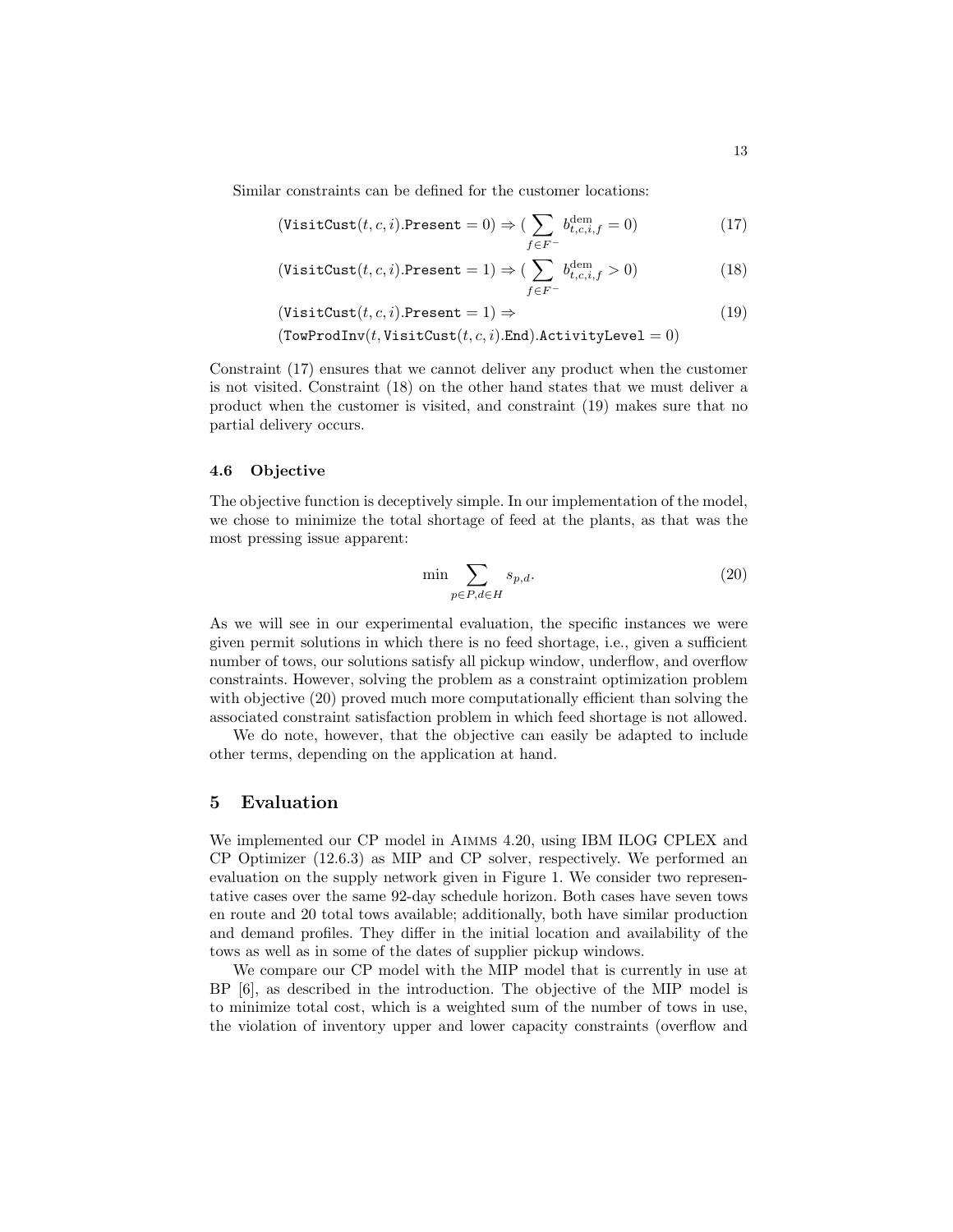Similar constraints can be defined for the customer locations:

$$(\texttt{VisitCust}(t,c,i).\texttt{Present} = 0) \Rightarrow (\sum_{f \in F^-} b^{\text{dem}}_{t,c,i,f} = 0) \tag{17}$$

$$(\texttt{VisitCust}(t,c,i).\texttt{Present} = 1) \Rightarrow (\sum_{f \in F^-} b^{\text{dem}}_{t,c,i,f} > 0) \tag{18}$$

$$\begin{aligned}&(\texttt{VisitCust}(t,c,i).\texttt{Present} = 1) \Rightarrow \\ &(\texttt{TowProdInv}(t, \texttt{VisitCust}(t,c,i).\texttt{End}).\texttt{ActivityLevel} = 0)\end{aligned} \tag{19}$$

Constraint (17) ensures that we cannot deliver any product when the customer is not visited. Constraint (18) on the other hand states that we must deliver a product when the customer is visited, and constraint (19) makes sure that no partial delivery occurs.

### 4.6 Objective

The objective function is deceptively simple. In our implementation of the model, we chose to minimize the total shortage of feed at the plants, as that was the most pressing issue apparent:

$$\min \sum_{p \in P, d \in H} s_{p,d}. \tag{20}$$

As we will see in our experimental evaluation, the specific instances we were given permit solutions in which there is no feed shortage, i.e., given a sufficient number of tows, our solutions satisfy all pickup window, underflow, and overflow constraints. However, solving the problem as a constraint optimization problem with objective (20) proved much more computationally efficient than solving the associated constraint satisfaction problem in which feed shortage is not allowed.

We do note, however, that the objective can easily be adapted to include other terms, depending on the application at hand.

## 5 Evaluation

We implemented our CP model in Aimms 4.20, using IBM ILOG CPLEX and CP Optimizer (12.6.3) as MIP and CP solver, respectively. We performed an evaluation on the supply network given in Figure 1. We consider two representative cases over the same 92-day schedule horizon. Both cases have seven tows en route and 20 total tows available; additionally, both have similar production and demand profiles. They differ in the initial location and availability of the tows as well as in some of the dates of supplier pickup windows.

We compare our CP model with the MIP model that is currently in use at BP [6], as described in the introduction. The objective of the MIP model is to minimize total cost, which is a weighted sum of the number of tows in use, the violation of inventory upper and lower capacity constraints (overflow and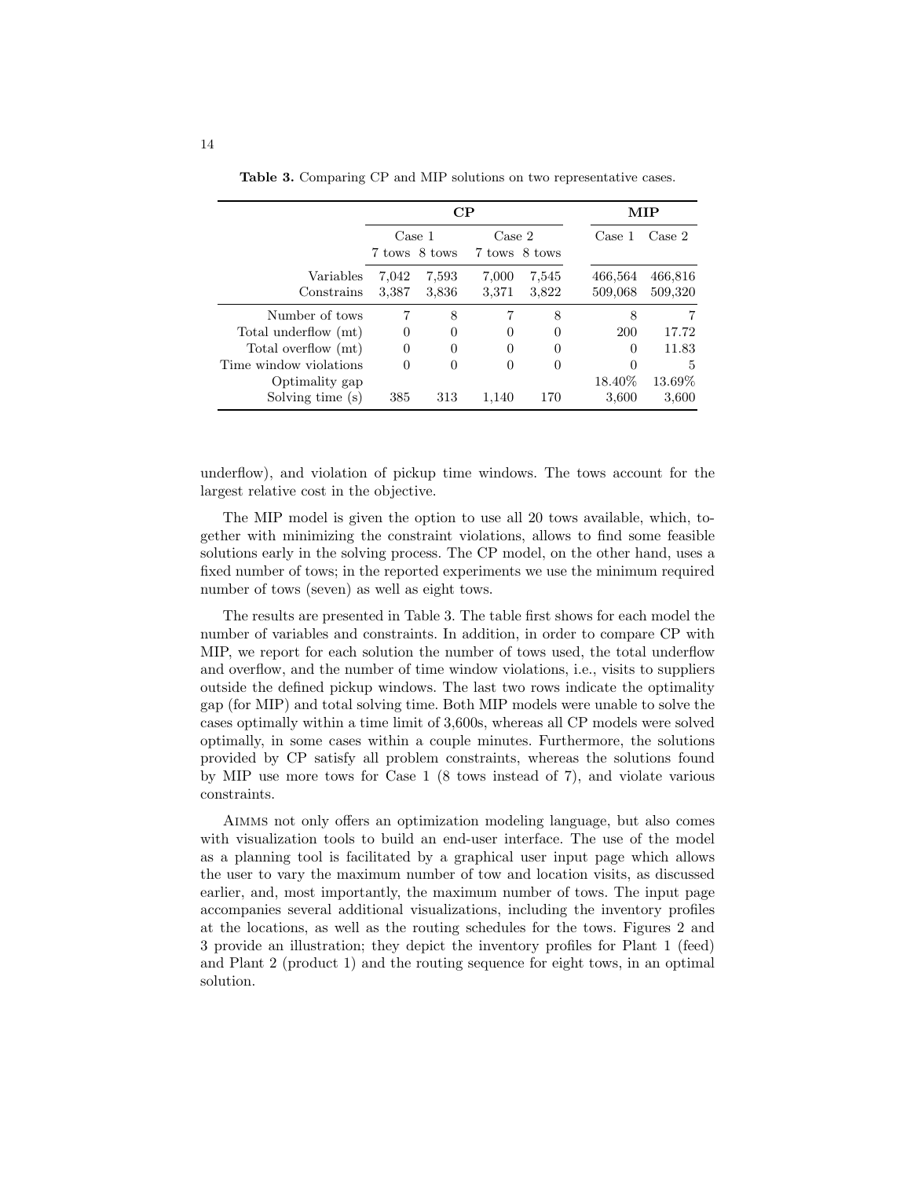**Table 3.** Comparing CP and MIP solutions on two representative cases.

| | **CP** | | | | **MIP** | |
|---|---|---|---|---|---|---|
| | Case 1 | | Case 2 | | Case 1 | Case 2 |
| | 7 tows | 8 tows | 7 tows | 8 tows | | |
| Variables | 7,042 | 7,593 | 7,000 | 7,545 | 466,564 | 466,816 |
| Constrains | 3,387 | 3,836 | 3,371 | 3,822 | 509,068 | 509,320 |
| Number of tows | 7 | 8 | 7 | 8 | 8 | 7 |
| Total underflow (mt) | 0 | 0 | 0 | 0 | 200 | 17.72 |
| Total overflow (mt) | 0 | 0 | 0 | 0 | 0 | 11.83 |
| Time window violations | 0 | 0 | 0 | 0 | 0 | 5 |
| Optimality gap | | | | | 18.40% | 13.69% |
| Solving time (s) | 385 | 313 | 1,140 | 170 | 3,600 | 3,600 |

underflow), and violation of pickup time windows. The tows account for the largest relative cost in the objective.

The MIP model is given the option to use all 20 tows available, which, together with minimizing the constraint violations, allows to find some feasible solutions early in the solving process. The CP model, on the other hand, uses a fixed number of tows; in the reported experiments we use the minimum required number of tows (seven) as well as eight tows.

The results are presented in Table 3. The table first shows for each model the number of variables and constraints. In addition, in order to compare CP with MIP, we report for each solution the number of tows used, the total underflow and overflow, and the number of time window violations, i.e., visits to suppliers outside the defined pickup windows. The last two rows indicate the optimality gap (for MIP) and total solving time. Both MIP models were unable to solve the cases optimally within a time limit of 3,600s, whereas all CP models were solved optimally, in some cases within a couple minutes. Furthermore, the solutions provided by CP satisfy all problem constraints, whereas the solutions found by MIP use more tows for Case 1 (8 tows instead of 7), and violate various constraints.

Aimms not only offers an optimization modeling language, but also comes with visualization tools to build an end-user interface. The use of the model as a planning tool is facilitated by a graphical user input page which allows the user to vary the maximum number of tow and location visits, as discussed earlier, and, most importantly, the maximum number of tows. The input page accompanies several additional visualizations, including the inventory profiles at the locations, as well as the routing schedules for the tows. Figures 2 and 3 provide an illustration; they depict the inventory profiles for Plant 1 (feed) and Plant 2 (product 1) and the routing sequence for eight tows, in an optimal solution.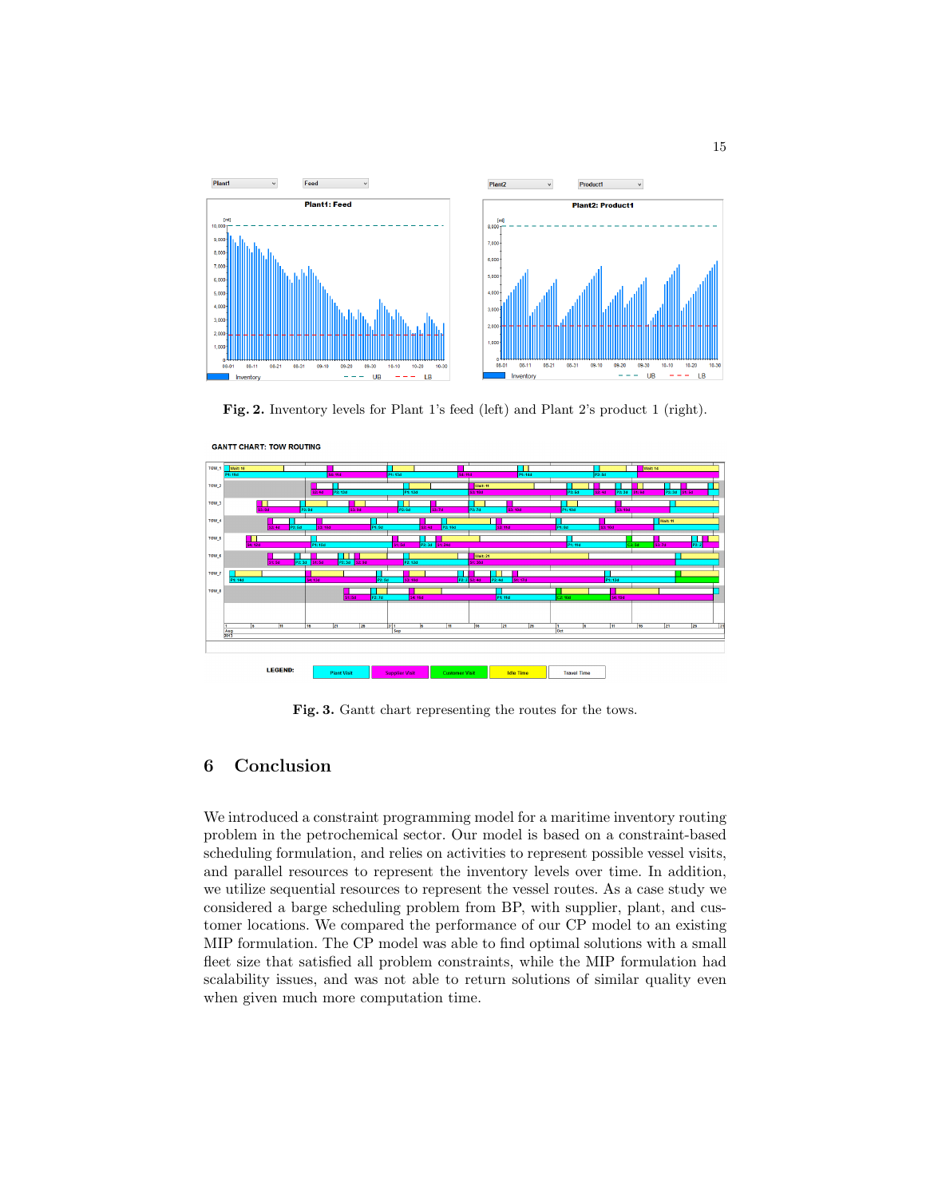**Fig. 2.** Inventory levels for Plant 1's feed (left) and Plant 2's product 1 (right).

**Fig. 3.** Gantt chart representing the routes for the tows.

## 6 Conclusion

We introduced a constraint programming model for a maritime inventory routing problem in the petrochemical sector. Our model is based on a constraint-based scheduling formulation, and relies on activities to represent possible vessel visits, and parallel resources to represent the inventory levels over time. In addition, we utilize sequential resources to represent the vessel routes. As a case study we considered a barge scheduling problem from BP, with supplier, plant, and customer locations. We compared the performance of our CP model to an existing MIP formulation. The CP model was able to find optimal solutions with a small fleet size that satisfied all problem constraints, while the MIP formulation had scalability issues, and was not able to return solutions of similar quality even when given much more computation time.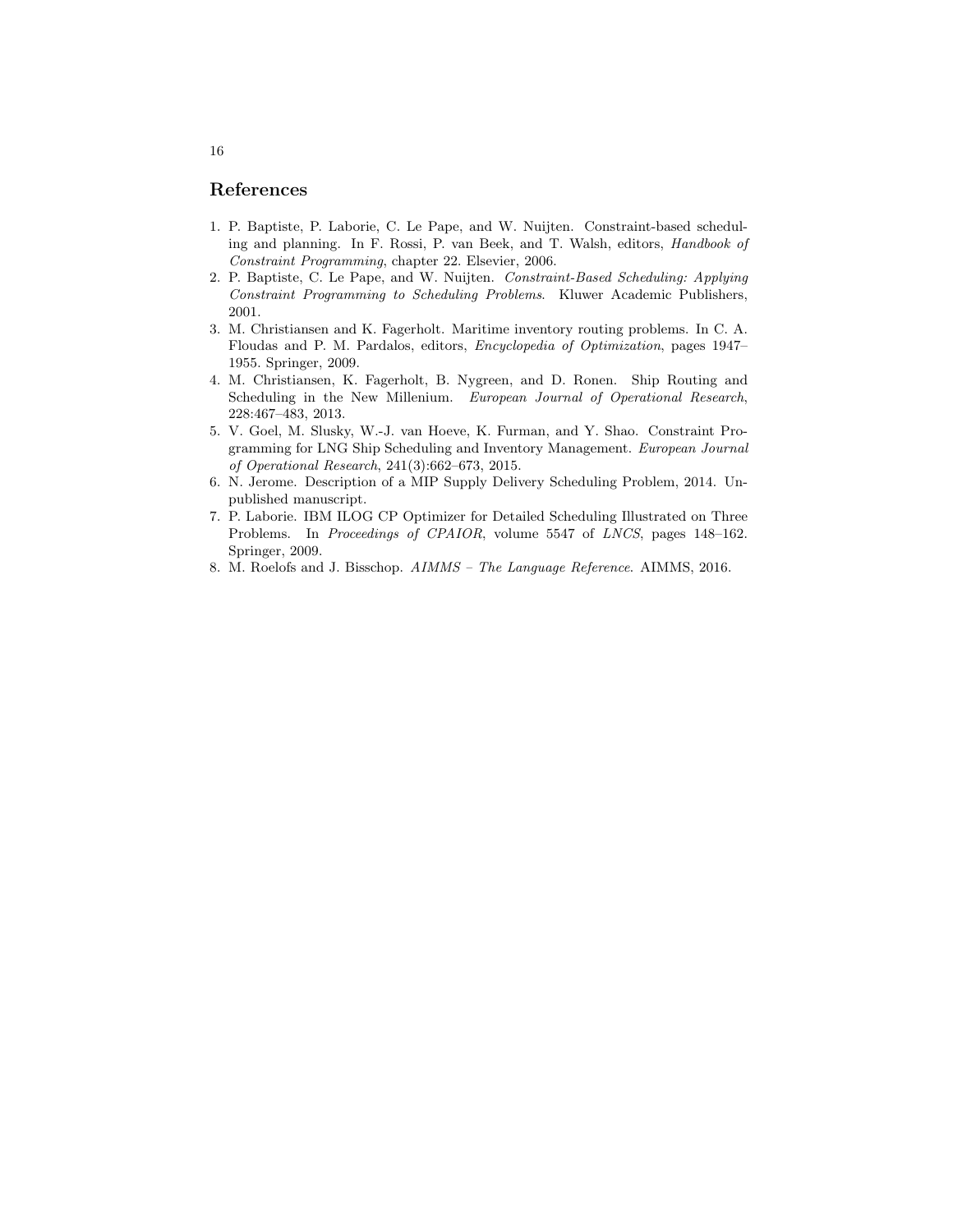## References

1. P. Baptiste, P. Laborie, C. Le Pape, and W. Nuijten. Constraint-based scheduling and planning. In F. Rossi, P. van Beek, and T. Walsh, editors, *Handbook of Constraint Programming*, chapter 22. Elsevier, 2006.
2. P. Baptiste, C. Le Pape, and W. Nuijten. *Constraint-Based Scheduling: Applying Constraint Programming to Scheduling Problems*. Kluwer Academic Publishers, 2001.
3. M. Christiansen and K. Fagerholt. Maritime inventory routing problems. In C. A. Floudas and P. M. Pardalos, editors, *Encyclopedia of Optimization*, pages 1947–1955. Springer, 2009.
4. M. Christiansen, K. Fagerholt, B. Nygreen, and D. Ronen. Ship Routing and Scheduling in the New Millenium. *European Journal of Operational Research*, 228:467–483, 2013.
5. V. Goel, M. Slusky, W.-J. van Hoeve, K. Furman, and Y. Shao. Constraint Programming for LNG Ship Scheduling and Inventory Management. *European Journal of Operational Research*, 241(3):662–673, 2015.
6. N. Jerome. Description of a MIP Supply Delivery Scheduling Problem, 2014. Unpublished manuscript.
7. P. Laborie. IBM ILOG CP Optimizer for Detailed Scheduling Illustrated on Three Problems. In *Proceedings of CPAIOR*, volume 5547 of *LNCS*, pages 148–162. Springer, 2009.
8. M. Roelofs and J. Bisschop. *AIMMS – The Language Reference*. AIMMS, 2016.